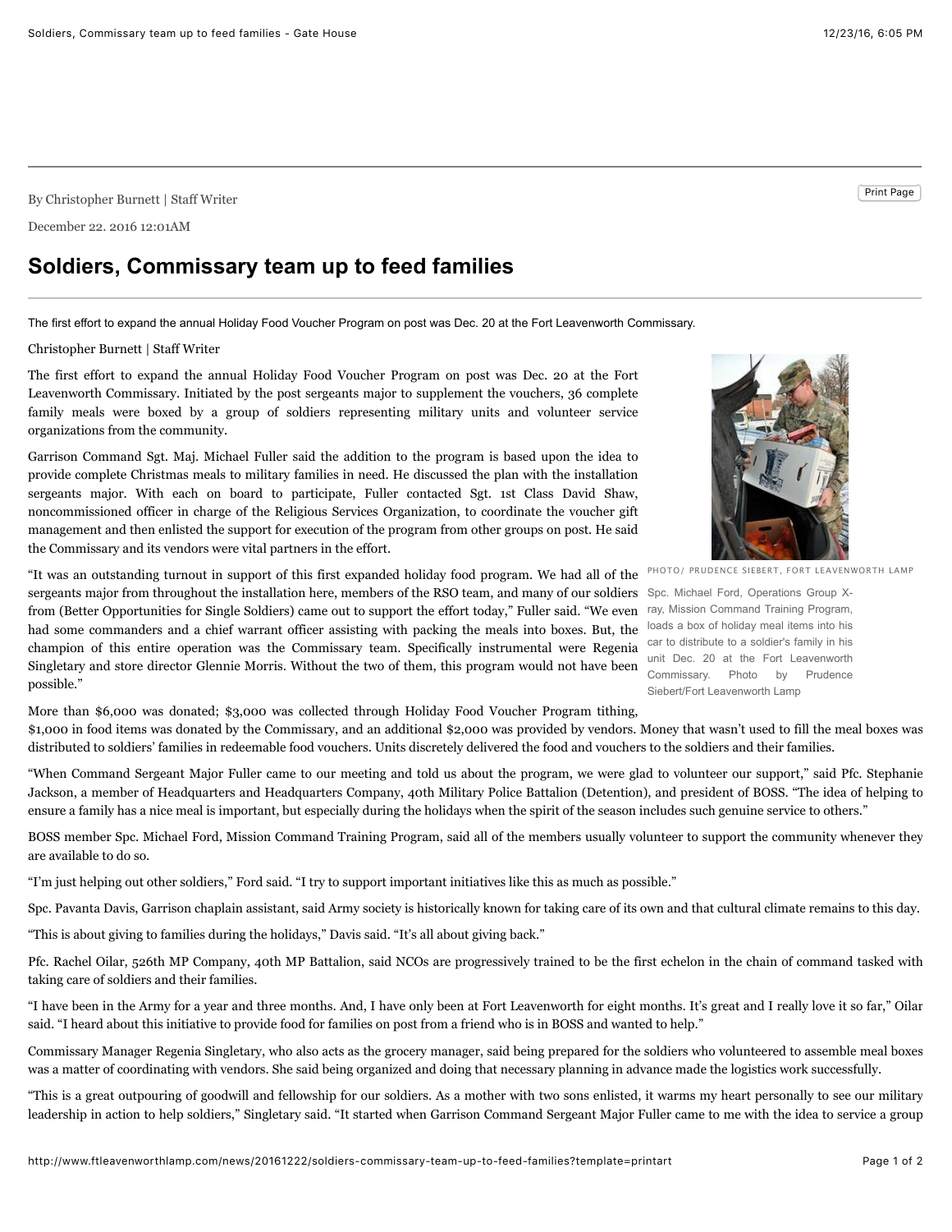By Christopher Burnett | Staff Writer

December 22. 2016 12:01AM

# Soldiers, Commissary team up to feed families

The first effort to expand the annual Holiday Food Voucher Program on post was Dec. 20 at the Fort Leavenworth Commissary.

Christopher Burnett | Staff Writer

The first effort to expand the annual Holiday Food Voucher Program on post was Dec. 20 at the Fort Leavenworth Commissary. Initiated by the post sergeants major to supplement the vouchers, 36 complete family meals were boxed by a group of soldiers representing military units and volunteer service organizations from the community.

Garrison Command Sgt. Maj. Michael Fuller said the addition to the program is based upon the idea to provide complete Christmas meals to military families in need. He discussed the plan with the installation sergeants major. With each on board to participate, Fuller contacted Sgt. 1st Class David Shaw, noncommissioned officer in charge of the Religious Services Organization, to coordinate the voucher gift management and then enlisted the support for execution of the program from other groups on post. He said the Commissary and its vendors were vital partners in the effort.

PHOTO/ PRUDENCE SIEBERT, FORT LEAVENWORTH LAMP

Spc. Michael Ford, Operations Group X-ray, Mission Command Training Program, loads a box of holiday meal items into his car to distribute to a soldier's family in his unit Dec. 20 at the Fort Leavenworth Commissary. Photo by Prudence Siebert/Fort Leavenworth Lamp

"It was an outstanding turnout in support of this first expanded holiday food program. We had all of the sergeants major from throughout the installation here, members of the RSO team, and many of our soldiers from (Better Opportunities for Single Soldiers) came out to support the effort today," Fuller said. "We even had some commanders and a chief warrant officer assisting with packing the meals into boxes. But, the champion of this entire operation was the Commissary team. Specifically instrumental were Regenia Singletary and store director Glennie Morris. Without the two of them, this program would not have been possible."

More than $6,000 was donated; $3,000 was collected through Holiday Food Voucher Program tithing, $1,000 in food items was donated by the Commissary, and an additional $2,000 was provided by vendors. Money that wasn't used to fill the meal boxes was distributed to soldiers' families in redeemable food vouchers. Units discretely delivered the food and vouchers to the soldiers and their families.

"When Command Sergeant Major Fuller came to our meeting and told us about the program, we were glad to volunteer our support," said Pfc. Stephanie Jackson, a member of Headquarters and Headquarters Company, 40th Military Police Battalion (Detention), and president of BOSS. "The idea of helping to ensure a family has a nice meal is important, but especially during the holidays when the spirit of the season includes such genuine service to others."

BOSS member Spc. Michael Ford, Mission Command Training Program, said all of the members usually volunteer to support the community whenever they are available to do so.

"I'm just helping out other soldiers," Ford said. "I try to support important initiatives like this as much as possible."

Spc. Pavanta Davis, Garrison chaplain assistant, said Army society is historically known for taking care of its own and that cultural climate remains to this day.

"This is about giving to families during the holidays," Davis said. "It's all about giving back."

Pfc. Rachel Oilar, 526th MP Company, 40th MP Battalion, said NCOs are progressively trained to be the first echelon in the chain of command tasked with taking care of soldiers and their families.

"I have been in the Army for a year and three months. And, I have only been at Fort Leavenworth for eight months. It's great and I really love it so far," Oilar said. "I heard about this initiative to provide food for families on post from a friend who is in BOSS and wanted to help."

Commissary Manager Regenia Singletary, who also acts as the grocery manager, said being prepared for the soldiers who volunteered to assemble meal boxes was a matter of coordinating with vendors. She said being organized and doing that necessary planning in advance made the logistics work successfully.

"This is a great outpouring of goodwill and fellowship for our soldiers. As a mother with two sons enlisted, it warms my heart personally to see our military leadership in action to help soldiers," Singletary said. "It started when Garrison Command Sergeant Major Fuller came to me with the idea to service a group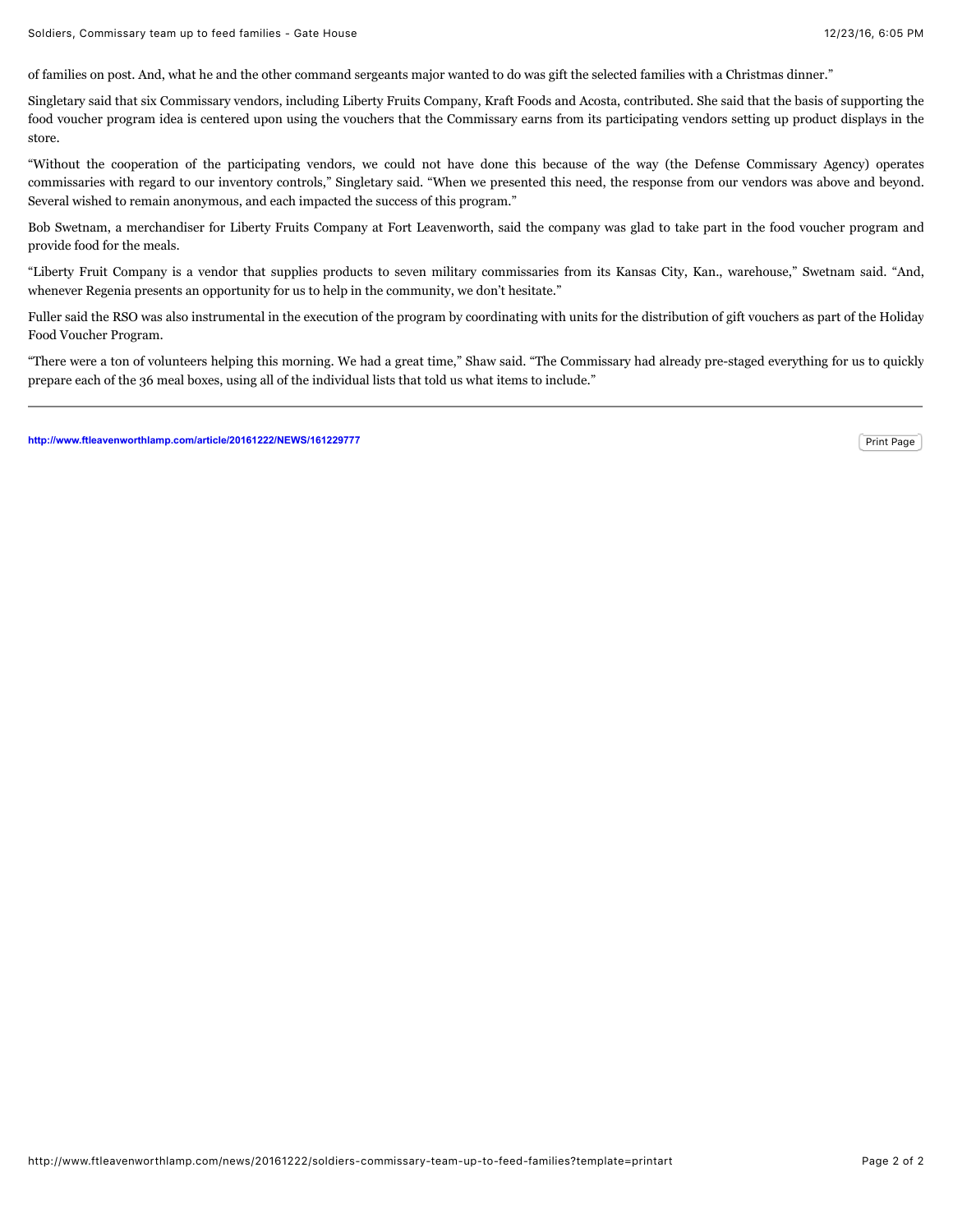of families on post. And, what he and the other command sergeants major wanted to do was gift the selected families with a Christmas dinner."

Singletary said that six Commissary vendors, including Liberty Fruits Company, Kraft Foods and Acosta, contributed. She said that the basis of supporting the food voucher program idea is centered upon using the vouchers that the Commissary earns from its participating vendors setting up product displays in the store.

"Without the cooperation of the participating vendors, we could not have done this because of the way (the Defense Commissary Agency) operates commissaries with regard to our inventory controls," Singletary said. "When we presented this need, the response from our vendors was above and beyond. Several wished to remain anonymous, and each impacted the success of this program."

Bob Swetnam, a merchandiser for Liberty Fruits Company at Fort Leavenworth, said the company was glad to take part in the food voucher program and provide food for the meals.

"Liberty Fruit Company is a vendor that supplies products to seven military commissaries from its Kansas City, Kan., warehouse," Swetnam said. "And, whenever Regenia presents an opportunity for us to help in the community, we don't hesitate."

Fuller said the RSO was also instrumental in the execution of the program by coordinating with units for the distribution of gift vouchers as part of the Holiday Food Voucher Program.

"There were a ton of volunteers helping this morning. We had a great time," Shaw said. "The Commissary had already pre-staged everything for us to quickly prepare each of the 36 meal boxes, using all of the individual lists that told us what items to include."

---

http://www.ftleavenworthlamp.com/article/20161222/NEWS/161229777